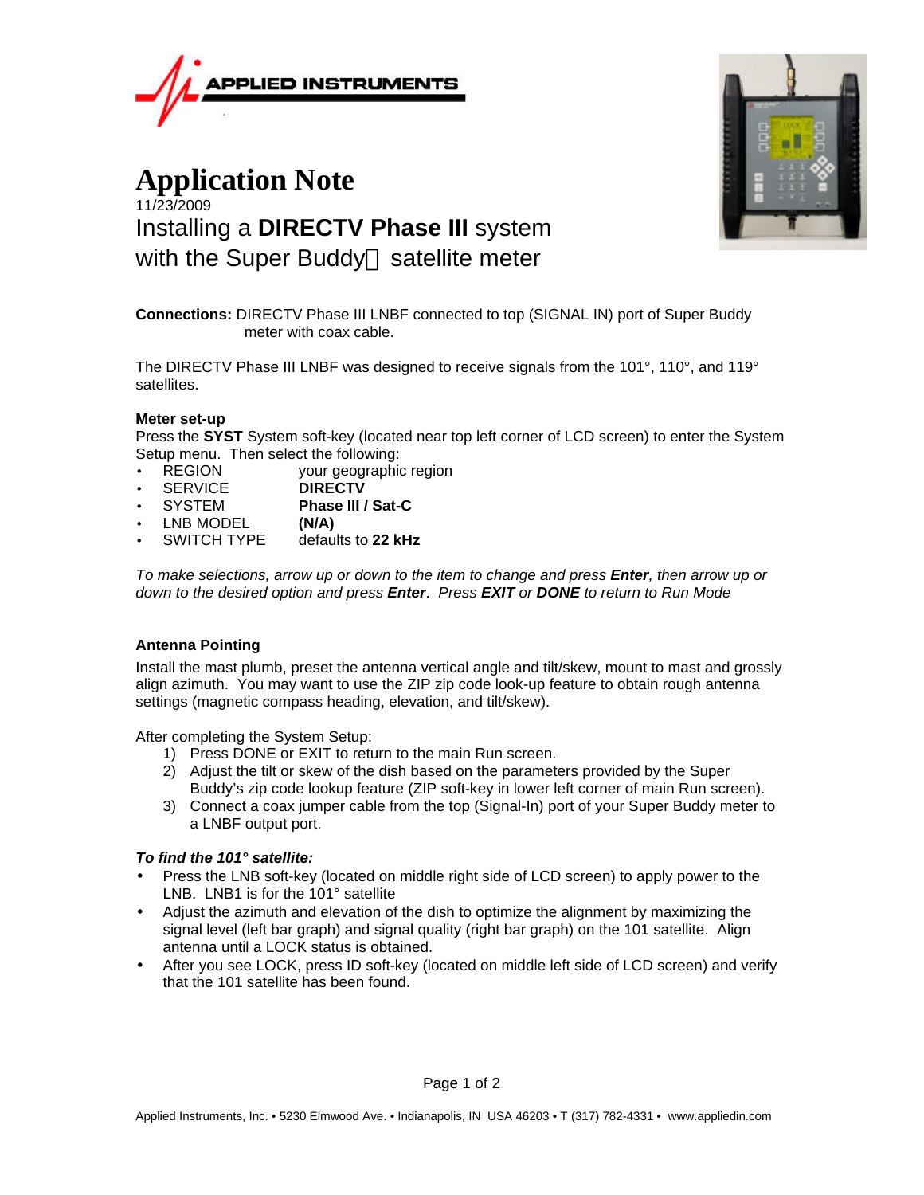APPLIED INSTRUMENTS

# Application Note

11/23/2009

## Installing a **DIRECTV Phase III** system with the Super Buddy satellite meter

**Connections:** DIRECTV Phase III LNBF connected to top (SIGNAL IN) port of Super Buddy meter with coax cable.

The DIRECTV Phase III LNBF was designed to receive signals from the 101°, 110°, and 119° satellites.

**Meter set-up**

Press the **SYST** System soft-key (located near top left corner of LCD screen) to enter the System Setup menu. Then select the following:

- REGION — your geographic region
- SERVICE — **DIRECTV**
- SYSTEM — **Phase III / Sat-C**
- LNB MODEL — **(N/A)**
- SWITCH TYPE — defaults to **22 kHz**

*To make selections, arrow up or down to the item to change and press **Enter**, then arrow up or down to the desired option and press **Enter**. Press **EXIT** or **DONE** to return to Run Mode*

**Antenna Pointing**

Install the mast plumb, preset the antenna vertical angle and tilt/skew, mount to mast and grossly align azimuth. You may want to use the ZIP zip code look-up feature to obtain rough antenna settings (magnetic compass heading, elevation, and tilt/skew).

After completing the System Setup:

1) Press DONE or EXIT to return to the main Run screen.
2) Adjust the tilt or skew of the dish based on the parameters provided by the Super Buddy's zip code lookup feature (ZIP soft-key in lower left corner of main Run screen).
3) Connect a coax jumper cable from the top (Signal-In) port of your Super Buddy meter to a LNBF output port.

***To find the 101° satellite:***

- Press the LNB soft-key (located on middle right side of LCD screen) to apply power to the LNB. LNB1 is for the 101° satellite
- Adjust the azimuth and elevation of the dish to optimize the alignment by maximizing the signal level (left bar graph) and signal quality (right bar graph) on the 101 satellite. Align antenna until a LOCK status is obtained.
- After you see LOCK, press ID soft-key (located on middle left side of LCD screen) and verify that the 101 satellite has been found.

Applied Instruments, Inc. • 5230 Elmwood Ave. • Indianapolis, IN USA 46203 • T (317) 782-4331 • www.appliedin.com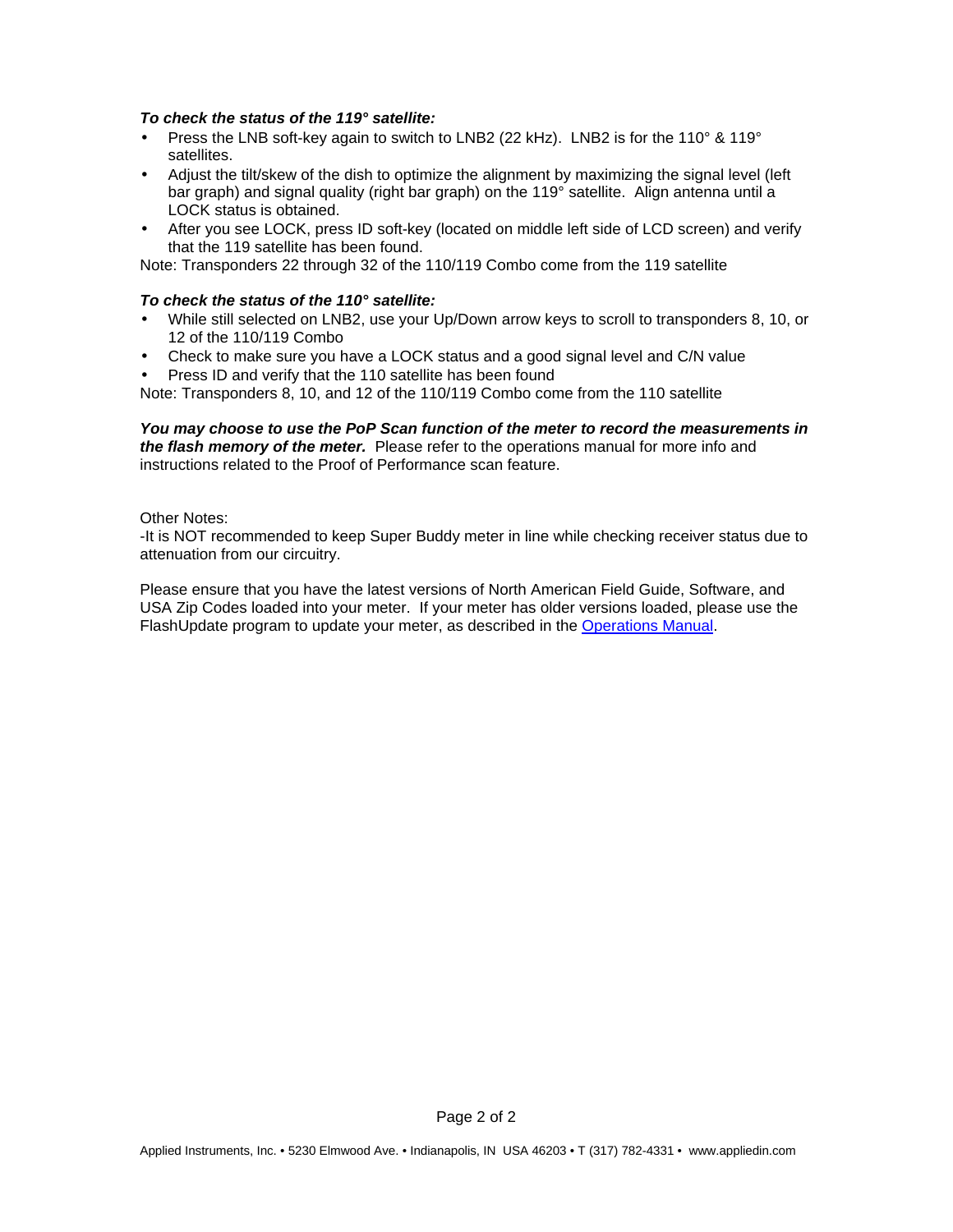***To check the status of the 119° satellite:***

- Press the LNB soft-key again to switch to LNB2 (22 kHz). LNB2 is for the 110° & 119° satellites.
- Adjust the tilt/skew of the dish to optimize the alignment by maximizing the signal level (left bar graph) and signal quality (right bar graph) on the 119° satellite. Align antenna until a LOCK status is obtained.
- After you see LOCK, press ID soft-key (located on middle left side of LCD screen) and verify that the 119 satellite has been found.

Note: Transponders 22 through 32 of the 110/119 Combo come from the 119 satellite

***To check the status of the 110° satellite:***

- While still selected on LNB2, use your Up/Down arrow keys to scroll to transponders 8, 10, or 12 of the 110/119 Combo
- Check to make sure you have a LOCK status and a good signal level and C/N value
- Press ID and verify that the 110 satellite has been found

Note: Transponders 8, 10, and 12 of the 110/119 Combo come from the 110 satellite

***You may choose to use the PoP Scan function of the meter to record the measurements in the flash memory of the meter.*** Please refer to the operations manual for more info and instructions related to the Proof of Performance scan feature.

Other Notes:
-It is NOT recommended to keep Super Buddy meter in line while checking receiver status due to attenuation from our circuitry.

Please ensure that you have the latest versions of North American Field Guide, Software, and USA Zip Codes loaded into your meter. If your meter has older versions loaded, please use the FlashUpdate program to update your meter, as described in the Operations Manual.

Applied Instruments, Inc. • 5230 Elmwood Ave. • Indianapolis, IN USA 46203 • T (317) 782-4331 • www.appliedin.com